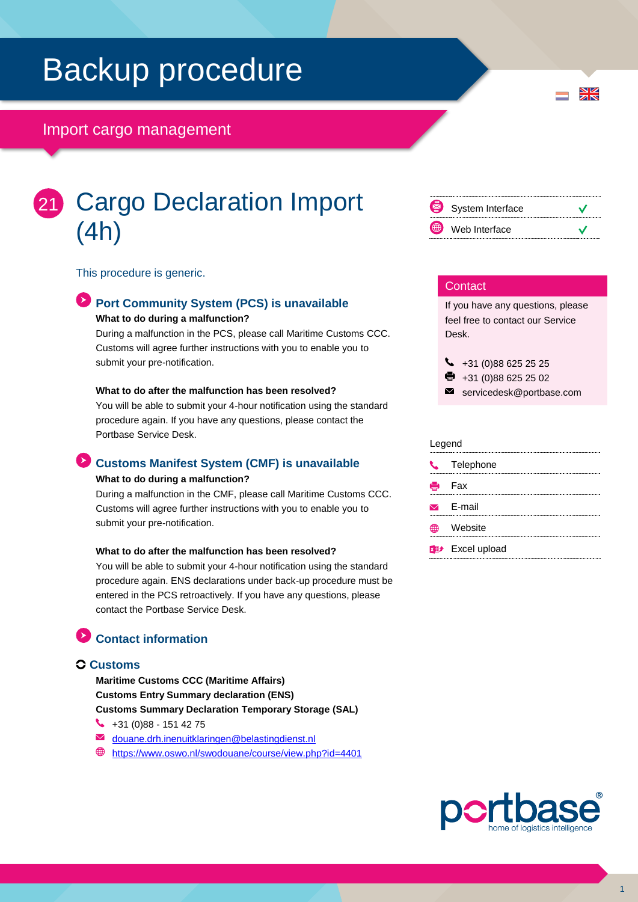# Backup procedure

## Import cargo management

## 21 Cargo Declaration Import (4h)

This procedure is generic.

### Port Community System (PCS) is unavailable

**What to do during a malfunction?**

During a malfunction in the PCS, please call Maritime Customs CCC. Customs will agree further instructions with you to enable you to submit your pre-notification.

**What to do after the malfunction has been resolved?**

You will be able to submit your 4-hour notification using the standard procedure again. If you have any questions, please contact the Portbase Service Desk.

### Customs Manifest System (CMF) is unavailable

**What to do during a malfunction?**

During a malfunction in the CMF, please call Maritime Customs CCC. Customs will agree further instructions with you to enable you to submit your pre-notification.

**What to do after the malfunction has been resolved?**

You will be able to submit your 4-hour notification using the standard procedure again. ENS declarations under back-up procedure must be entered in the PCS retroactively. If you have any questions, please contact the Portbase Service Desk.

### Contact information

#### Customs

**Maritime Customs CCC (Maritime Affairs)**
**Customs Entry Summary declaration (ENS)**
**Customs Summary Declaration Temporary Storage (SAL)**

- Telephone: +31 (0)88 - 151 42 75
- E-mail: douane.drh.inenuitklaringen@belastingdienst.nl
- Website: https://www.oswo.nl/swodouane/course/view.php?id=4401

| | |
|---|---|
| System Interface | ✓ |
| Web Interface | ✓ |

**Contact**

If you have any questions, please feel free to contact our Service Desk.

- Telephone: +31 (0)88 625 25 25
- Fax: +31 (0)88 625 25 02
- E-mail: servicedesk@portbase.com

**Legend**

- Telephone
- Fax
- E-mail
- Website
- Excel upload

portbase® home of logistics intelligence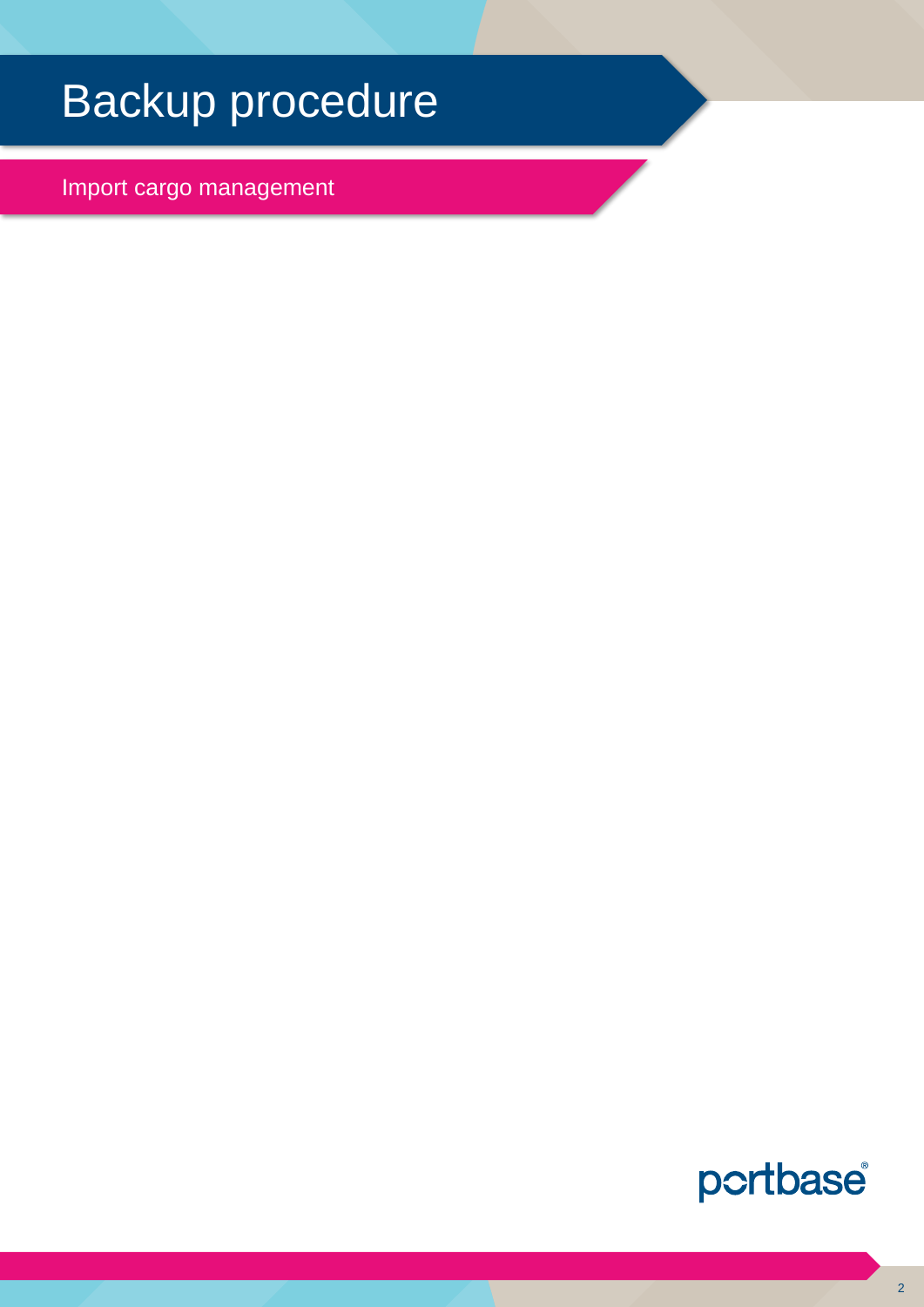# Backup procedure

## Import cargo management